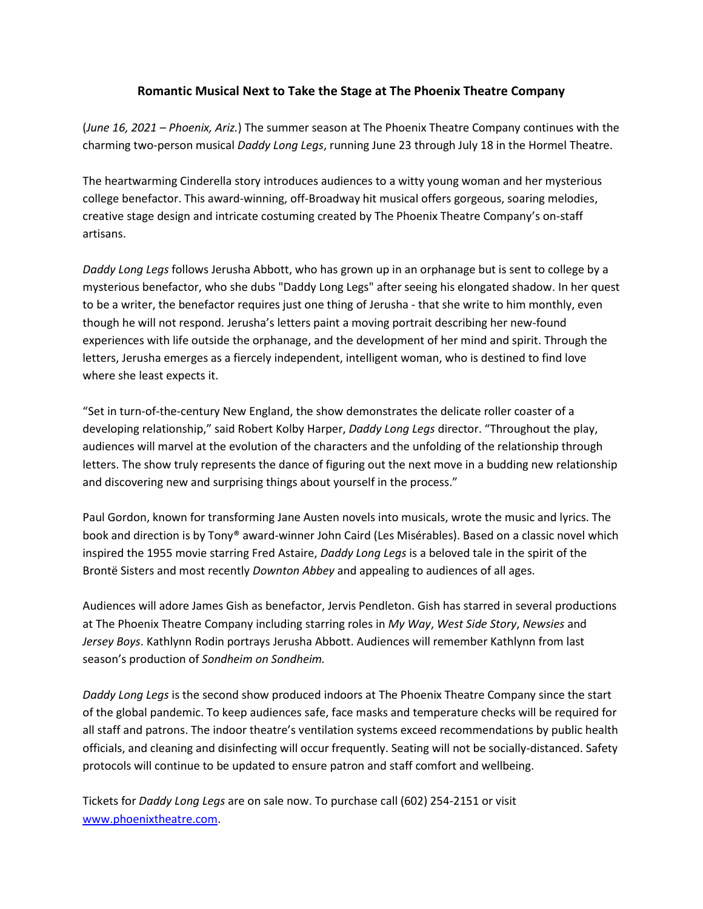# Romantic Musical Next to Take the Stage at The Phoenix Theatre Company

(*June 16, 2021 – Phoenix, Ariz.*) The summer season at The Phoenix Theatre Company continues with the charming two-person musical *Daddy Long Legs*, running June 23 through July 18 in the Hormel Theatre.

The heartwarming Cinderella story introduces audiences to a witty young woman and her mysterious college benefactor. This award-winning, off-Broadway hit musical offers gorgeous, soaring melodies, creative stage design and intricate costuming created by The Phoenix Theatre Company's on-staff artisans.

*Daddy Long Legs* follows Jerusha Abbott, who has grown up in an orphanage but is sent to college by a mysterious benefactor, who she dubs "Daddy Long Legs" after seeing his elongated shadow. In her quest to be a writer, the benefactor requires just one thing of Jerusha - that she write to him monthly, even though he will not respond. Jerusha's letters paint a moving portrait describing her new-found experiences with life outside the orphanage, and the development of her mind and spirit. Through the letters, Jerusha emerges as a fiercely independent, intelligent woman, who is destined to find love where she least expects it.

"Set in turn-of-the-century New England, the show demonstrates the delicate roller coaster of a developing relationship," said Robert Kolby Harper, *Daddy Long Legs* director. "Throughout the play, audiences will marvel at the evolution of the characters and the unfolding of the relationship through letters. The show truly represents the dance of figuring out the next move in a budding new relationship and discovering new and surprising things about yourself in the process."

Paul Gordon, known for transforming Jane Austen novels into musicals, wrote the music and lyrics. The book and direction is by Tony® award-winner John Caird (Les Misérables). Based on a classic novel which inspired the 1955 movie starring Fred Astaire, *Daddy Long Legs* is a beloved tale in the spirit of the Brontë Sisters and most recently *Downton Abbey* and appealing to audiences of all ages.

Audiences will adore James Gish as benefactor, Jervis Pendleton. Gish has starred in several productions at The Phoenix Theatre Company including starring roles in *My Way*, *West Side Story*, *Newsies* and *Jersey Boys*. Kathlynn Rodin portrays Jerusha Abbott. Audiences will remember Kathlynn from last season's production of *Sondheim on Sondheim.*

*Daddy Long Legs* is the second show produced indoors at The Phoenix Theatre Company since the start of the global pandemic. To keep audiences safe, face masks and temperature checks will be required for all staff and patrons. The indoor theatre's ventilation systems exceed recommendations by public health officials, and cleaning and disinfecting will occur frequently. Seating will not be socially-distanced. Safety protocols will continue to be updated to ensure patron and staff comfort and wellbeing.

Tickets for *Daddy Long Legs* are on sale now. To purchase call (602) 254-2151 or visit [www.phoenixtheatre.com](http://www.phoenixtheatre.com).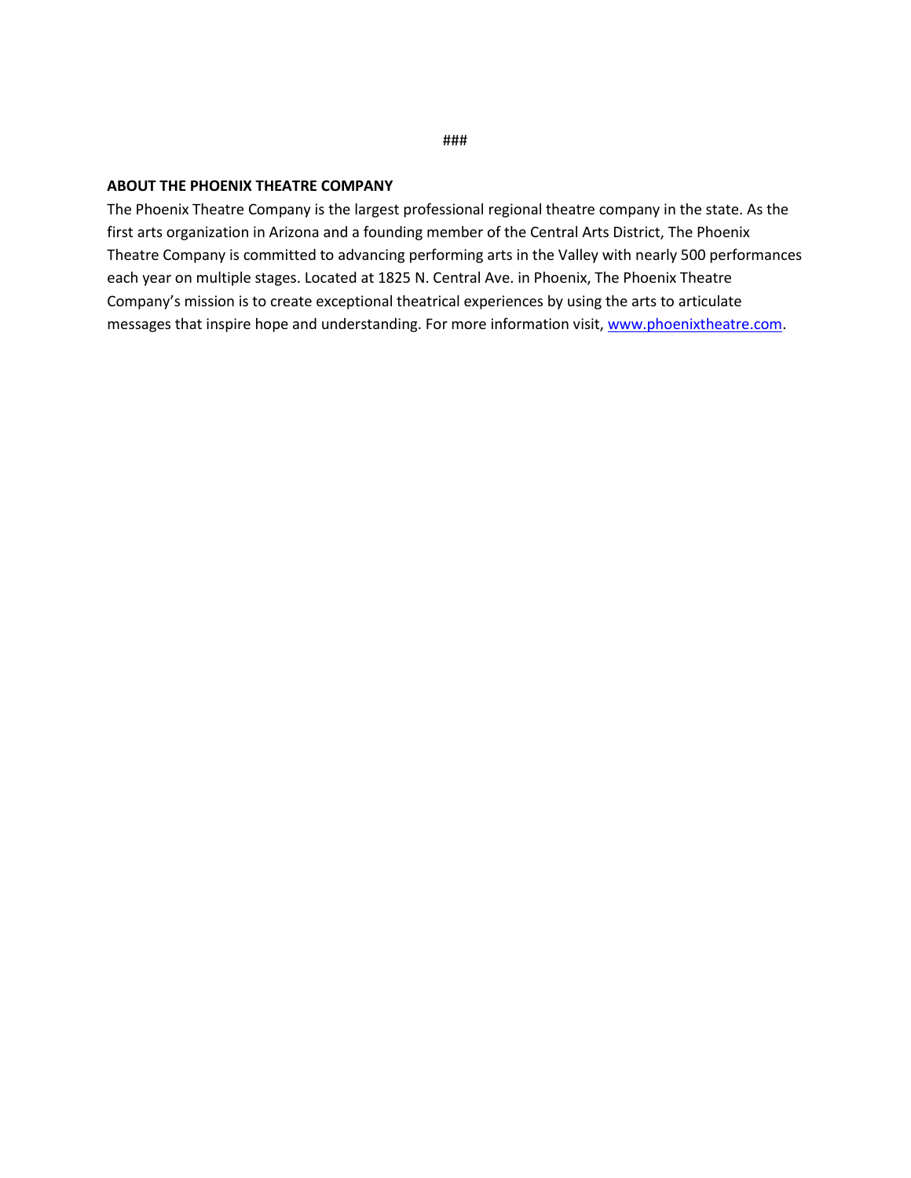###

**ABOUT THE PHOENIX THEATRE COMPANY**

The Phoenix Theatre Company is the largest professional regional theatre company in the state. As the first arts organization in Arizona and a founding member of the Central Arts District, The Phoenix Theatre Company is committed to advancing performing arts in the Valley with nearly 500 performances each year on multiple stages. Located at 1825 N. Central Ave. in Phoenix, The Phoenix Theatre Company's mission is to create exceptional theatrical experiences by using the arts to articulate messages that inspire hope and understanding. For more information visit, [www.phoenixtheatre.com](http://www.phoenixtheatre.com).